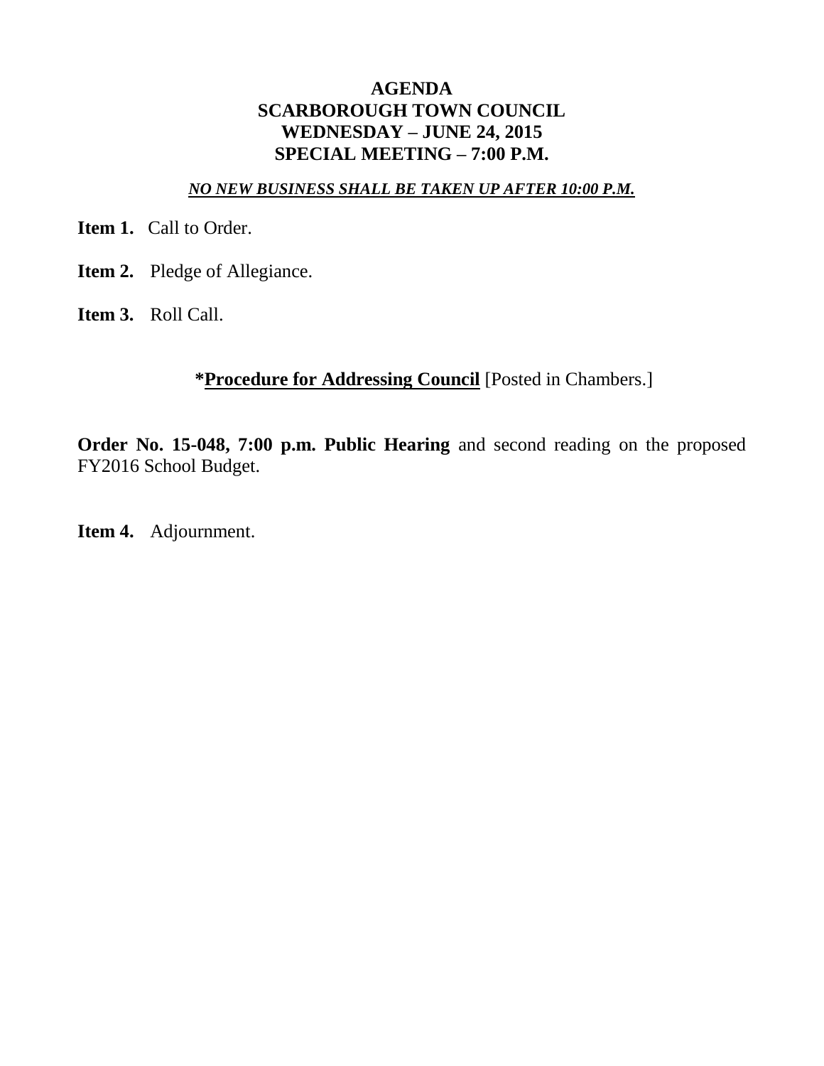# AGENDA
# SCARBOROUGH TOWN COUNCIL
# WEDNESDAY – JUNE 24, 2015
# SPECIAL MEETING – 7:00 P.M.

***NO NEW BUSINESS SHALL BE TAKEN UP AFTER 10:00 P.M.***

**Item 1.** Call to Order.

**Item 2.** Pledge of Allegiance.

**Item 3.** Roll Call.

**\*Procedure for Addressing Council** [Posted in Chambers.]

**Order No. 15-048, 7:00 p.m. Public Hearing** and second reading on the proposed FY2016 School Budget.

**Item 4.** Adjournment.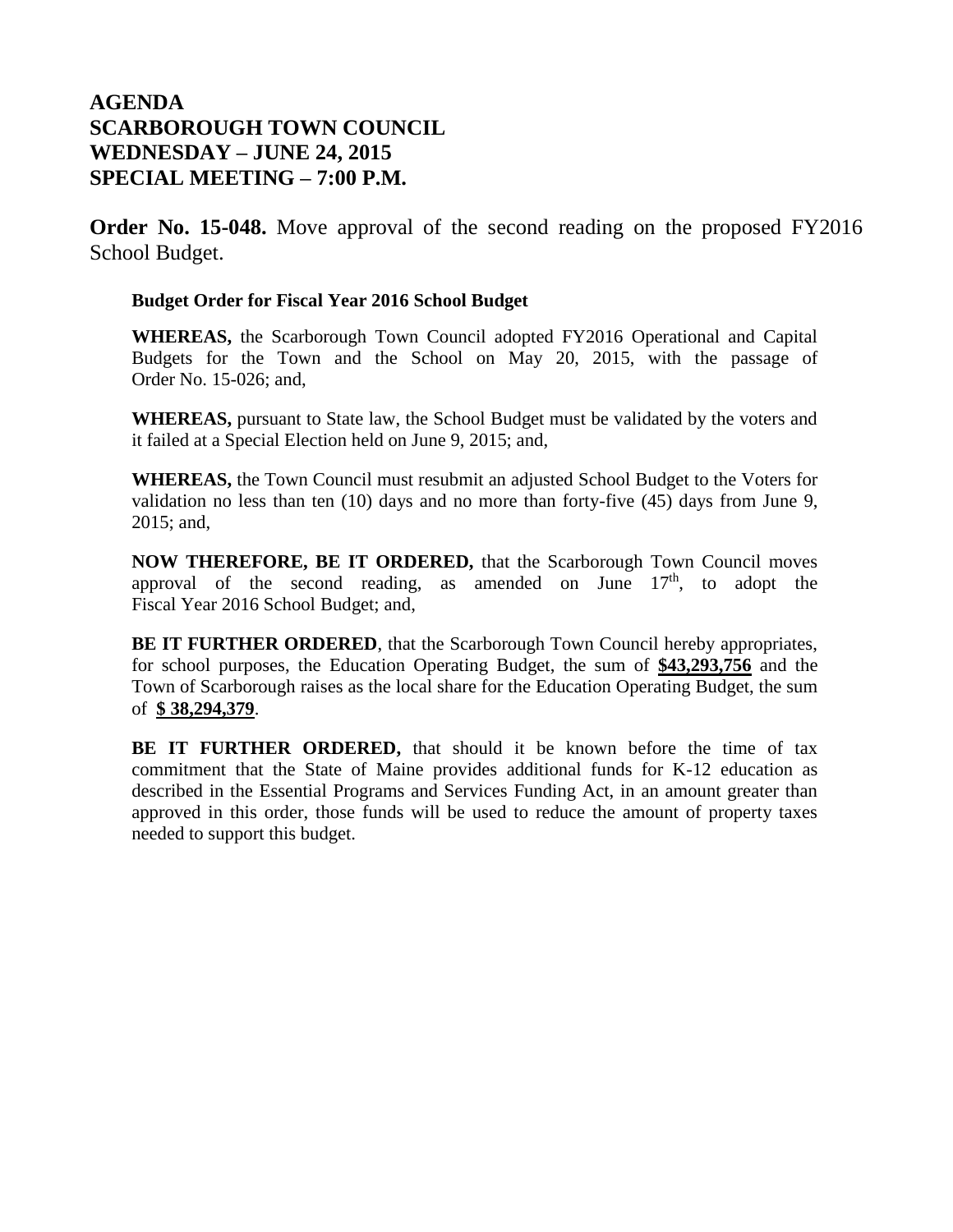# AGENDA
# SCARBOROUGH TOWN COUNCIL
# WEDNESDAY – JUNE 24, 2015
# SPECIAL MEETING – 7:00 P.M.

**Order No. 15-048.** Move approval of the second reading on the proposed FY2016 School Budget.

**Budget Order for Fiscal Year 2016 School Budget**

**WHEREAS,** the Scarborough Town Council adopted FY2016 Operational and Capital Budgets for the Town and the School on May 20, 2015, with the passage of Order No. 15-026; and,

**WHEREAS,** pursuant to State law, the School Budget must be validated by the voters and it failed at a Special Election held on June 9, 2015; and,

**WHEREAS,** the Town Council must resubmit an adjusted School Budget to the Voters for validation no less than ten (10) days and no more than forty-five (45) days from June 9, 2015; and,

**NOW THEREFORE, BE IT ORDERED,** that the Scarborough Town Council moves approval of the second reading, as amended on June 17th, to adopt the Fiscal Year 2016 School Budget; and,

**BE IT FURTHER ORDERED**, that the Scarborough Town Council hereby appropriates, for school purposes, the Education Operating Budget, the sum of **$43,293,756** and the Town of Scarborough raises as the local share for the Education Operating Budget, the sum of **$ 38,294,379**.

**BE IT FURTHER ORDERED,** that should it be known before the time of tax commitment that the State of Maine provides additional funds for K-12 education as described in the Essential Programs and Services Funding Act, in an amount greater than approved in this order, those funds will be used to reduce the amount of property taxes needed to support this budget.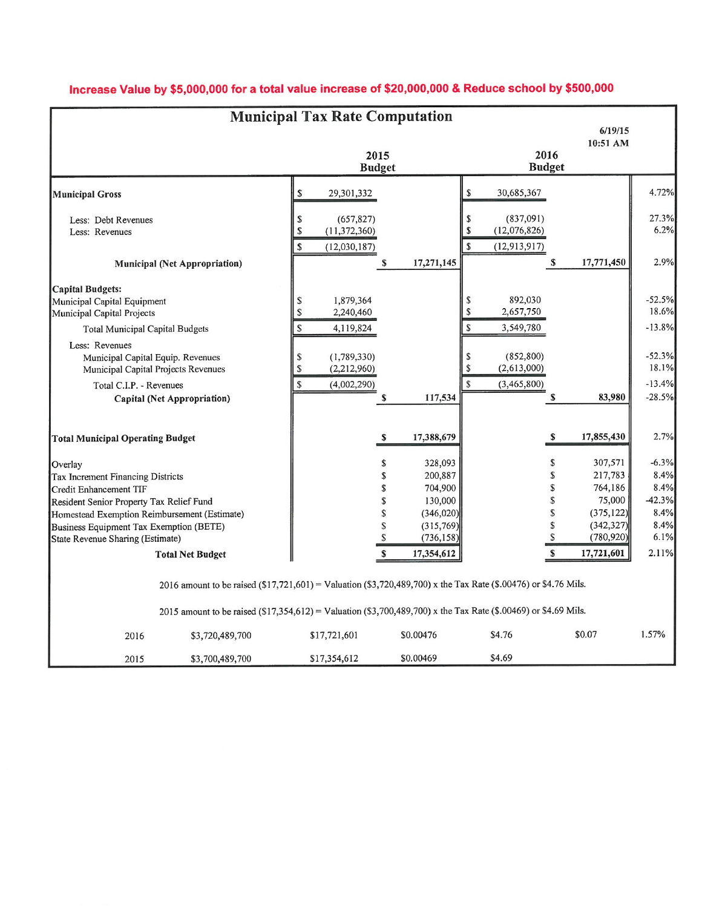**Increase Value by $5,000,000 for a total value increase of $20,000,000 & Reduce school by $500,000**

# Municipal Tax Rate Computation

6/19/15
10:51 AM

| | 2015 Budget | | 2016 Budget | | |
|---|---|---|---|---|---|
| **Municipal Gross** | $ 29,301,332 | | $ 30,685,367 | | 4.72% |
| Less: Debt Revenues | $ (657,827) | | $ (837,091) | | 27.3% |
| Less: Revenues | $ (11,372,360) | | $ (12,076,826) | | 6.2% |
| | $ (12,030,187) | | $ (12,913,917) | | |
| **Municipal (Net Appropriation)** | | $ 17,271,145 | | $ 17,771,450 | 2.9% |
| **Capital Budgets:** | | | | | |
| Municipal Capital Equipment | $ 1,879,364 | | $ 892,030 | | -52.5% |
| Municipal Capital Projects | $ 2,240,460 | | $ 2,657,750 | | 18.6% |
| Total Municipal Capital Budgets | $ 4,119,824 | | $ 3,549,780 | | -13.8% |
| Less: Revenues | | | | | |
| Municipal Capital Equip. Revenues | $ (1,789,330) | | $ (852,800) | | -52.3% |
| Municipal Capital Projects Revenues | $ (2,212,960) | | $ (2,613,000) | | 18.1% |
| Total C.I.P. - Revenues | $ (4,002,290) | | $ (3,465,800) | | -13.4% |
| **Capital (Net Appropriation)** | | $ 117,534 | | $ 83,980 | -28.5% |
| **Total Municipal Operating Budget** | | $ 17,388,679 | | $ 17,855,430 | 2.7% |
| Overlay | | $ 328,093 | | $ 307,571 | -6.3% |
| Tax Increment Financing Districts | | $ 200,887 | | $ 217,783 | 8.4% |
| Credit Enhancement TIF | | $ 704,900 | | $ 764,186 | 8.4% |
| Resident Senior Property Tax Relief Fund | | $ 130,000 | | $ 75,000 | -42.3% |
| Homestead Exemption Reimbursement (Estimate) | | $ (346,020) | | $ (375,122) | 8.4% |
| Business Equipment Tax Exemption (BETE) | | $ (315,769) | | $ (342,327) | 8.4% |
| State Revenue Sharing (Estimate) | | $ (736,158) | | $ (780,920) | 6.1% |
| **Total Net Budget** | | $ 17,354,612 | | $ 17,721,601 | 2.11% |

2016 amount to be raised ($17,721,601) = Valuation ($3,720,489,700) x the Tax Rate ($.00476) or $4.76 Mils.

2015 amount to be raised ($17,354,612) = Valuation ($3,700,489,700) x the Tax Rate ($.00469) or $4.69 Mils.

| Year | Valuation | Amount | Tax Rate | Mils | Change | % |
|---|---|---|---|---|---|---|
| 2016 | $3,720,489,700 | $17,721,601 | $0.00476 | $4.76 | $0.07 | 1.57% |
| 2015 | $3,700,489,700 | $17,354,612 | $0.00469 | $4.69 | | |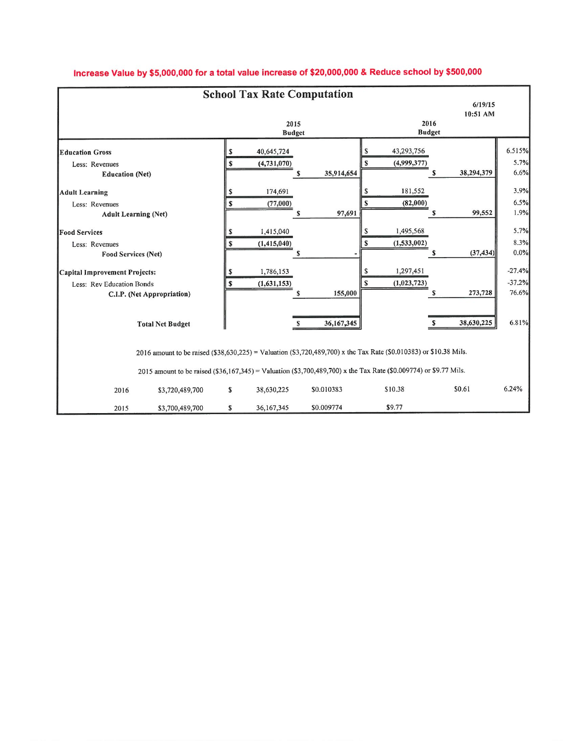**Increase Value by $5,000,000 for a total value increase of $20,000,000 & Reduce school by $500,000**

## School Tax Rate Computation

6/19/15
10:51 AM

| | 2015 Budget | | 2016 Budget | | |
|---|---|---|---|---|---|
| **Education Gross** | $ 40,645,724 | | $ 43,293,756 | | 6.515% |
| Less: Revenues | $ (4,731,070) | | $ (4,999,377) | | 5.7% |
| **Education (Net)** | | $ 35,914,654 | | $ 38,294,379 | 6.6% |
| **Adult Learning** | $ 174,691 | | $ 181,552 | | 3.9% |
| Less: Revenues | $ (77,000) | | $ (82,000) | | 6.5% |
| **Adult Learning (Net)** | | $ 97,691 | | $ 99,552 | 1.9% |
| **Food Services** | $ 1,415,040 | | $ 1,495,568 | | 5.7% |
| Less: Revenues | $ (1,415,040) | | $ (1,533,002) | | 8.3% |
| **Food Services (Net)** | | $ - | | $ (37,434) | 0.0% |
| **Capital Improvement Projects:** | $ 1,786,153 | | $ 1,297,451 | | -27.4% |
| Less: Rev Education Bonds | $ (1,631,153) | | $ (1,023,723) | | -37.2% |
| **C.I.P. (Net Appropriation)** | | $ 155,000 | | $ 273,728 | 76.6% |
| **Total Net Budget** | | $ 36,167,345 | | $ 38,630,225 | 6.81% |

2016 amount to be raised ($38,630,225) = Valuation ($3,720,489,700) x the Tax Rate ($0.010383) or $10.38 Mils.

2015 amount to be raised ($36,167,345) = Valuation ($3,700,489,700) x the Tax Rate ($0.009774) or $9.77 Mils.

| Year | Valuation | | Amount | Tax Rate | Mils | Change | % |
|---|---|---|---|---|---|---|---|
| 2016 | $3,720,489,700 | $ | 38,630,225 | $0.010383 | $10.38 | $0.61 | 6.24% |
| 2015 | $3,700,489,700 | $ | 36,167,345 | $0.009774 | $9.77 | | |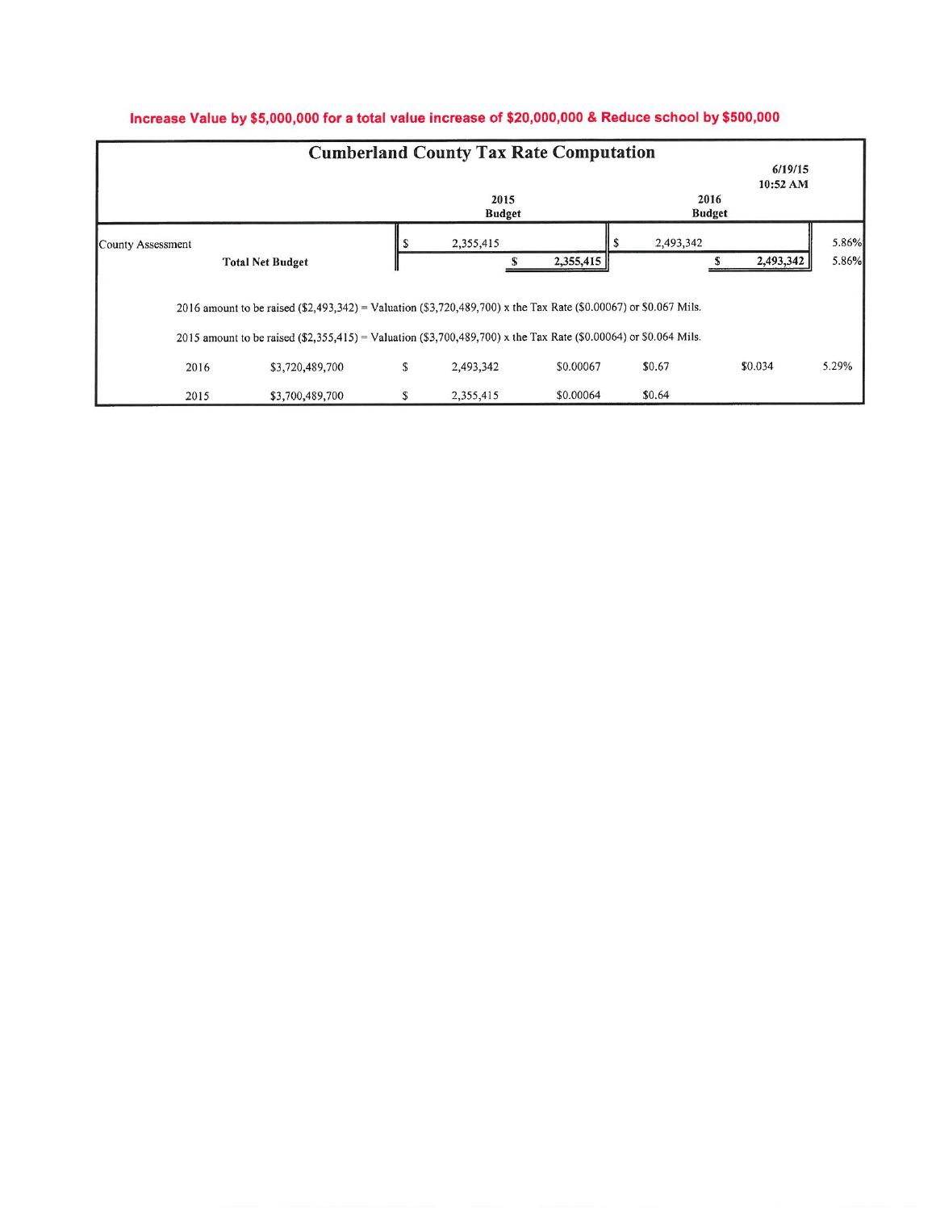**Increase Value by $5,000,000 for a total value increase of $20,000,000 & Reduce school by $500,000**

# Cumberland County Tax Rate Computation

6/19/15
10:52 AM

| | 2015 Budget | | 2016 Budget | | |
|---|---|---|---|---|---|
| County Assessment | $ 2,355,415 | | $ 2,493,342 | | 5.86% |
| Total Net Budget | | $ 2,355,415 | | $ 2,493,342 | 5.86% |

2016 amount to be raised ($2,493,342) = Valuation ($3,720,489,700) x the Tax Rate ($0.00067) or $0.067 Mils.

2015 amount to be raised ($2,355,415) = Valuation ($3,700,489,700) x the Tax Rate ($0.00064) or $0.064 Mils.

| | | | | | | |
|---|---|---|---|---|---|---|
| 2016 | $3,720,489,700 | $ 2,493,342 | $0.00067 | $0.67 | $0.034 | 5.29% |
| 2015 | $3,700,489,700 | $ 2,355,415 | $0.00064 | $0.64 | | |